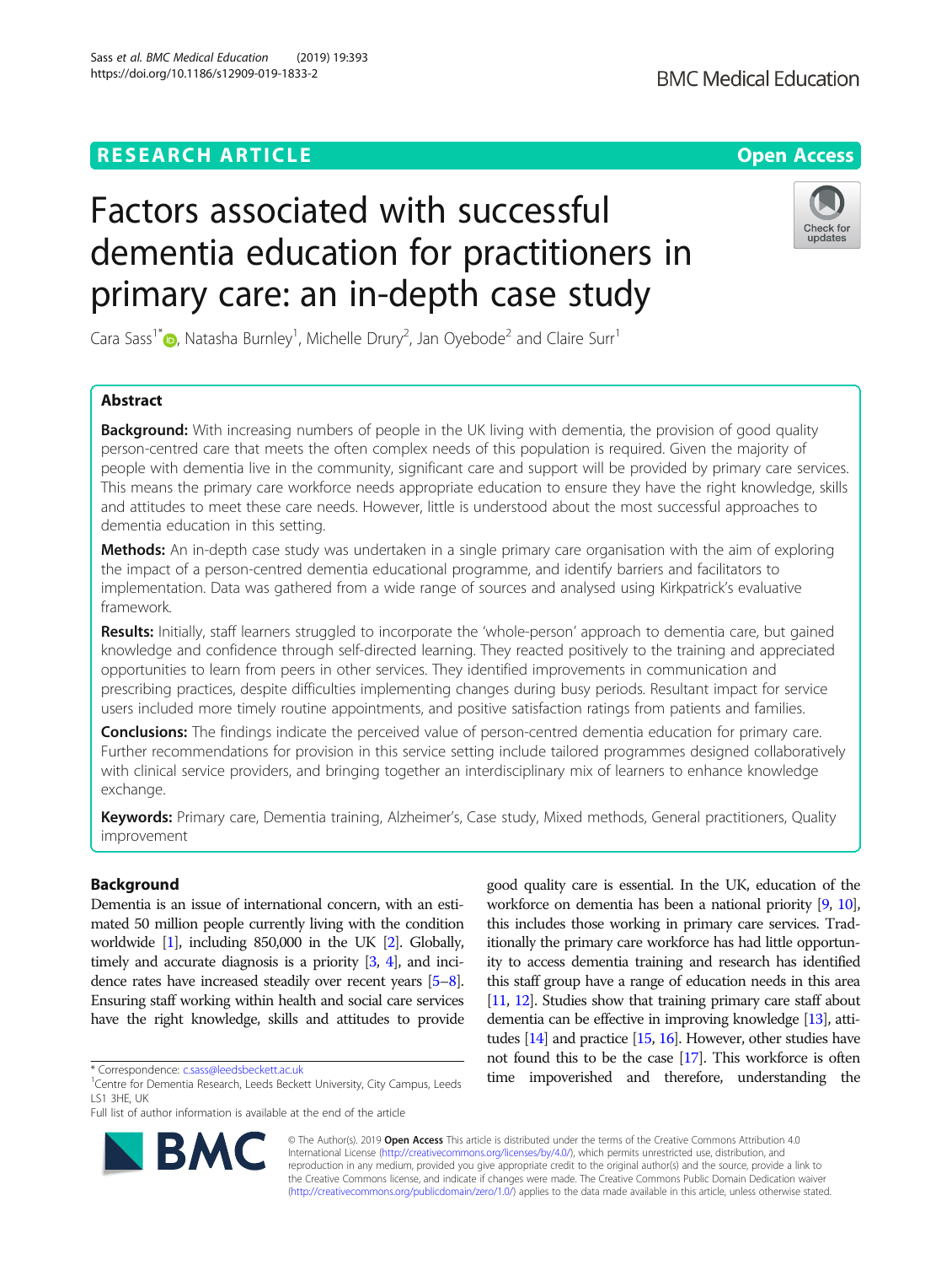# RESEARCH ARTICLE

# Factors associated with successful dementia education for practitioners in primary care: an in-depth case study

Cara Sass[1*], Natasha Burnley[1], Michelle Drury[2], Jan Oyebode[2] and Claire Surr[1]

## Abstract

**Background:** With increasing numbers of people in the UK living with dementia, the provision of good quality person-centred care that meets the often complex needs of this population is required. Given the majority of people with dementia live in the community, significant care and support will be provided by primary care services. This means the primary care workforce needs appropriate education to ensure they have the right knowledge, skills and attitudes to meet these care needs. However, little is understood about the most successful approaches to dementia education in this setting.

**Methods:** An in-depth case study was undertaken in a single primary care organisation with the aim of exploring the impact of a person-centred dementia educational programme, and identify barriers and facilitators to implementation. Data was gathered from a wide range of sources and analysed using Kirkpatrick's evaluative framework.

**Results:** Initially, staff learners struggled to incorporate the 'whole-person' approach to dementia care, but gained knowledge and confidence through self-directed learning. They reacted positively to the training and appreciated opportunities to learn from peers in other services. They identified improvements in communication and prescribing practices, despite difficulties implementing changes during busy periods. Resultant impact for service users included more timely routine appointments, and positive satisfaction ratings from patients and families.

**Conclusions:** The findings indicate the perceived value of person-centred dementia education for primary care. Further recommendations for provision in this service setting include tailored programmes designed collaboratively with clinical service providers, and bringing together an interdisciplinary mix of learners to enhance knowledge exchange.

**Keywords:** Primary care, Dementia training, Alzheimer's, Case study, Mixed methods, General practitioners, Quality improvement

## Background

Dementia is an issue of international concern, with an estimated 50 million people currently living with the condition worldwide [1], including 850,000 in the UK [2]. Globally, timely and accurate diagnosis is a priority [3, 4], and incidence rates have increased steadily over recent years [5–8]. Ensuring staff working within health and social care services have the right knowledge, skills and attitudes to provide good quality care is essential. In the UK, education of the workforce on dementia has been a national priority [9, 10], this includes those working in primary care services. Traditionally the primary care workforce has had little opportunity to access dementia training and research has identified this staff group have a range of education needs in this area [11, 12]. Studies show that training primary care staff about dementia can be effective in improving knowledge [13], attitudes [14] and practice [15, 16]. However, other studies have not found this to be the case [17]. This workforce is often time impoverished and therefore, understanding the

\* Correspondence: c.sass@leedsbeckett.ac.uk

[1]Centre for Dementia Research, Leeds Beckett University, City Campus, Leeds LS1 3HE, UK

Full list of author information is available at the end of the article

© The Author(s). 2019 **Open Access** This article is distributed under the terms of the Creative Commons Attribution 4.0 International License (http://creativecommons.org/licenses/by/4.0/), which permits unrestricted use, distribution, and reproduction in any medium, provided you give appropriate credit to the original author(s) and the source, provide a link to the Creative Commons license, and indicate if changes were made. The Creative Commons Public Domain Dedication waiver (http://creativecommons.org/publicdomain/zero/1.0/) applies to the data made available in this article, unless otherwise stated.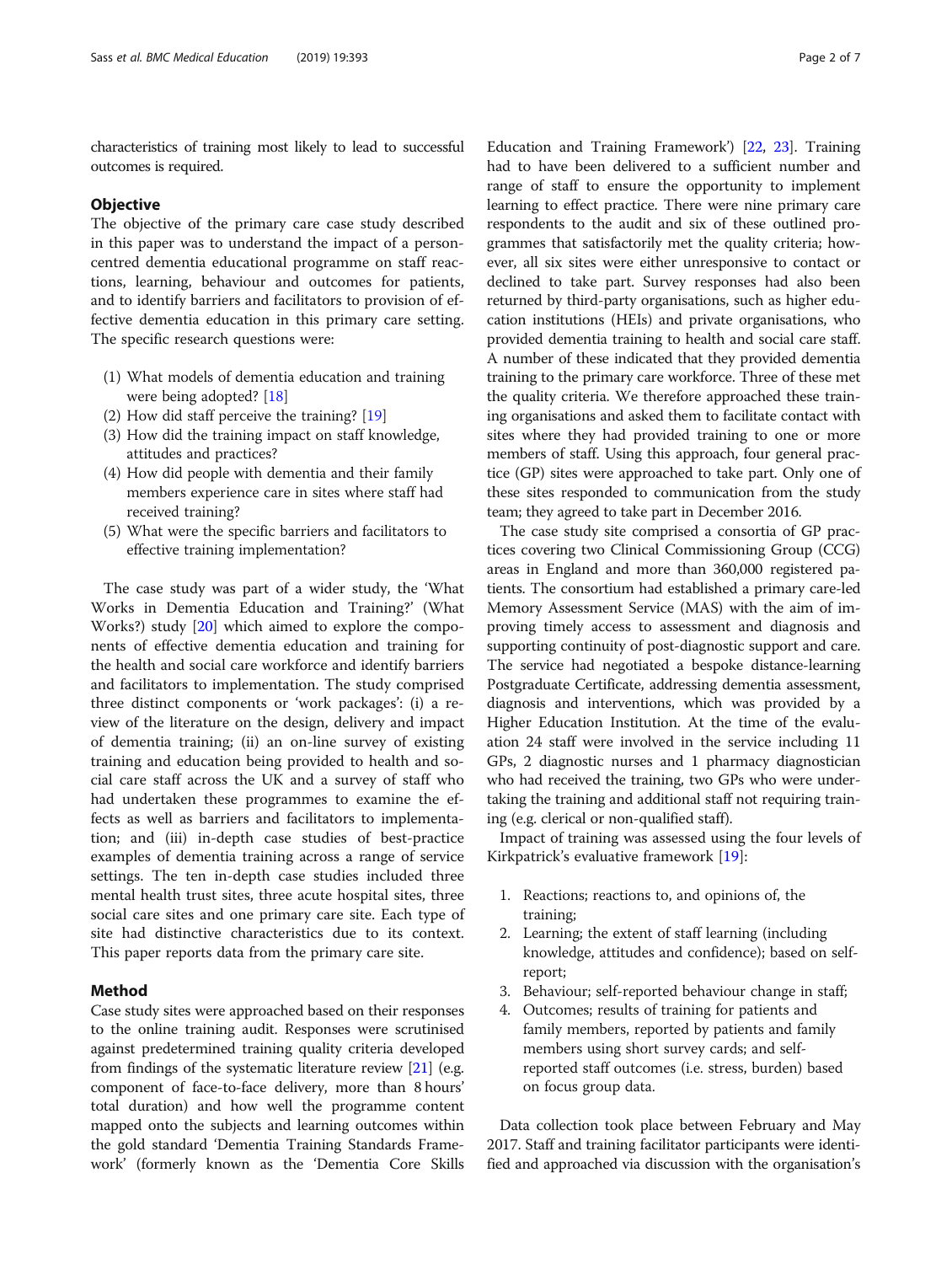characteristics of training most likely to lead to successful outcomes is required.

## Objective

The objective of the primary care case study described in this paper was to understand the impact of a person-centred dementia educational programme on staff reactions, learning, behaviour and outcomes for patients, and to identify barriers and facilitators to provision of effective dementia education in this primary care setting. The specific research questions were:

1. What models of dementia education and training were being adopted? [18]
2. How did staff perceive the training? [19]
3. How did the training impact on staff knowledge, attitudes and practices?
4. How did people with dementia and their family members experience care in sites where staff had received training?
5. What were the specific barriers and facilitators to effective training implementation?

The case study was part of a wider study, the 'What Works in Dementia Education and Training?' (What Works?) study [20] which aimed to explore the components of effective dementia education and training for the health and social care workforce and identify barriers and facilitators to implementation. The study comprised three distinct components or 'work packages': (i) a review of the literature on the design, delivery and impact of dementia training; (ii) an on-line survey of existing training and education being provided to health and social care staff across the UK and a survey of staff who had undertaken these programmes to examine the effects as well as barriers and facilitators to implementation; and (iii) in-depth case studies of best-practice examples of dementia training across a range of service settings. The ten in-depth case studies included three mental health trust sites, three acute hospital sites, three social care sites and one primary care site. Each type of site had distinctive characteristics due to its context. This paper reports data from the primary care site.

## Method

Case study sites were approached based on their responses to the online training audit. Responses were scrutinised against predetermined training quality criteria developed from findings of the systematic literature review [21] (e.g. component of face-to-face delivery, more than 8 hours' total duration) and how well the programme content mapped onto the subjects and learning outcomes within the gold standard 'Dementia Training Standards Framework' (formerly known as the 'Dementia Core Skills Education and Training Framework') [22, 23]. Training had to have been delivered to a sufficient number and range of staff to ensure the opportunity to implement learning to effect practice. There were nine primary care respondents to the audit and six of these outlined programmes that satisfactorily met the quality criteria; however, all six sites were either unresponsive to contact or declined to take part. Survey responses had also been returned by third-party organisations, such as higher education institutions (HEIs) and private organisations, who provided dementia training to health and social care staff. A number of these indicated that they provided dementia training to the primary care workforce. Three of these met the quality criteria. We therefore approached these training organisations and asked them to facilitate contact with sites where they had provided training to one or more members of staff. Using this approach, four general practice (GP) sites were approached to take part. Only one of these sites responded to communication from the study team; they agreed to take part in December 2016.

The case study site comprised a consortia of GP practices covering two Clinical Commissioning Group (CCG) areas in England and more than 360,000 registered patients. The consortium had established a primary care-led Memory Assessment Service (MAS) with the aim of improving timely access to assessment and diagnosis and supporting continuity of post-diagnostic support and care. The service had negotiated a bespoke distance-learning Postgraduate Certificate, addressing dementia assessment, diagnosis and interventions, which was provided by a Higher Education Institution. At the time of the evaluation 24 staff were involved in the service including 11 GPs, 2 diagnostic nurses and 1 pharmacy diagnostician who had received the training, two GPs who were undertaking the training and additional staff not requiring training (e.g. clerical or non-qualified staff).

Impact of training was assessed using the four levels of Kirkpatrick's evaluative framework [19]:

1. Reactions; reactions to, and opinions of, the training;
2. Learning; the extent of staff learning (including knowledge, attitudes and confidence); based on self-report;
3. Behaviour; self-reported behaviour change in staff;
4. Outcomes; results of training for patients and family members, reported by patients and family members using short survey cards; and self-reported staff outcomes (i.e. stress, burden) based on focus group data.

Data collection took place between February and May 2017. Staff and training facilitator participants were identified and approached via discussion with the organisation's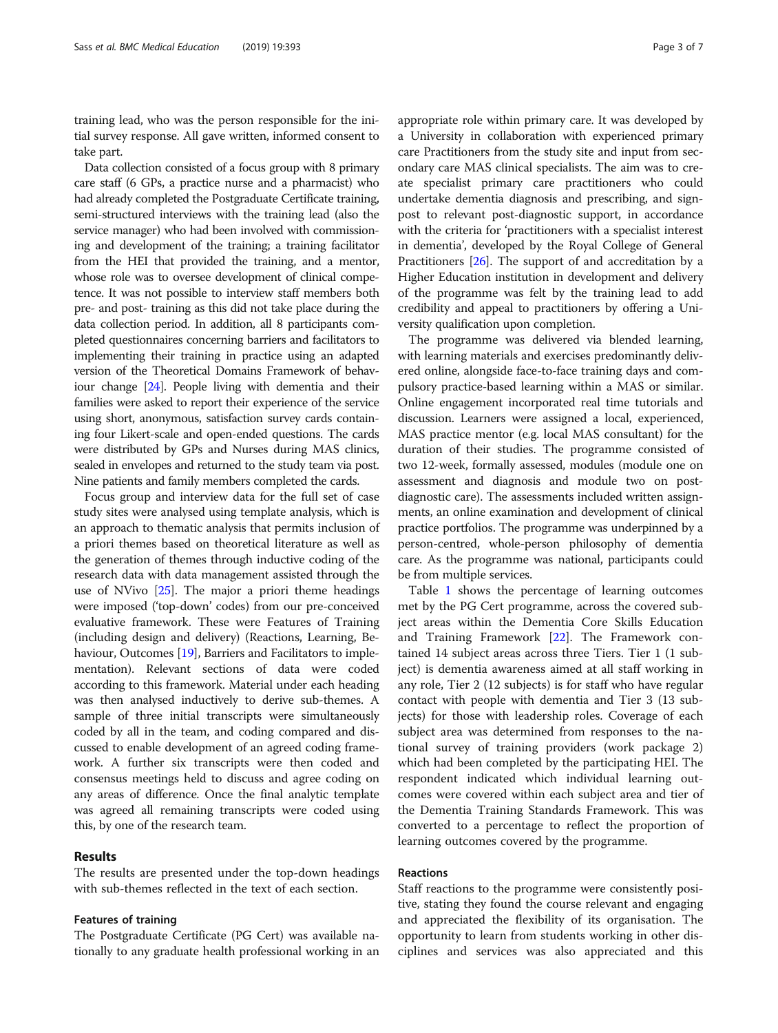training lead, who was the person responsible for the initial survey response. All gave written, informed consent to take part.

Data collection consisted of a focus group with 8 primary care staff (6 GPs, a practice nurse and a pharmacist) who had already completed the Postgraduate Certificate training, semi-structured interviews with the training lead (also the service manager) who had been involved with commissioning and development of the training; a training facilitator from the HEI that provided the training, and a mentor, whose role was to oversee development of clinical competence. It was not possible to interview staff members both pre- and post- training as this did not take place during the data collection period. In addition, all 8 participants completed questionnaires concerning barriers and facilitators to implementing their training in practice using an adapted version of the Theoretical Domains Framework of behaviour change [24]. People living with dementia and their families were asked to report their experience of the service using short, anonymous, satisfaction survey cards containing four Likert-scale and open-ended questions. The cards were distributed by GPs and Nurses during MAS clinics, sealed in envelopes and returned to the study team via post. Nine patients and family members completed the cards.

Focus group and interview data for the full set of case study sites were analysed using template analysis, which is an approach to thematic analysis that permits inclusion of a priori themes based on theoretical literature as well as the generation of themes through inductive coding of the research data with data management assisted through the use of NVivo [25]. The major a priori theme headings were imposed ('top-down' codes) from our pre-conceived evaluative framework. These were Features of Training (including design and delivery) (Reactions, Learning, Behaviour, Outcomes [19], Barriers and Facilitators to implementation). Relevant sections of data were coded according to this framework. Material under each heading was then analysed inductively to derive sub-themes. A sample of three initial transcripts were simultaneously coded by all in the team, and coding compared and discussed to enable development of an agreed coding framework. A further six transcripts were then coded and consensus meetings held to discuss and agree coding on any areas of difference. Once the final analytic template was agreed all remaining transcripts were coded using this, by one of the research team.

## Results

The results are presented under the top-down headings with sub-themes reflected in the text of each section.

### Features of training

The Postgraduate Certificate (PG Cert) was available nationally to any graduate health professional working in an appropriate role within primary care. It was developed by a University in collaboration with experienced primary care Practitioners from the study site and input from secondary care MAS clinical specialists. The aim was to create specialist primary care practitioners who could undertake dementia diagnosis and prescribing, and signpost to relevant post-diagnostic support, in accordance with the criteria for 'practitioners with a specialist interest in dementia', developed by the Royal College of General Practitioners [26]. The support of and accreditation by a Higher Education institution in development and delivery of the programme was felt by the training lead to add credibility and appeal to practitioners by offering a University qualification upon completion.

The programme was delivered via blended learning, with learning materials and exercises predominantly delivered online, alongside face-to-face training days and compulsory practice-based learning within a MAS or similar. Online engagement incorporated real time tutorials and discussion. Learners were assigned a local, experienced, MAS practice mentor (e.g. local MAS consultant) for the duration of their studies. The programme consisted of two 12-week, formally assessed, modules (module one on assessment and diagnosis and module two on post-diagnostic care). The assessments included written assignments, an online examination and development of clinical practice portfolios. The programme was underpinned by a person-centred, whole-person philosophy of dementia care. As the programme was national, participants could be from multiple services.

Table 1 shows the percentage of learning outcomes met by the PG Cert programme, across the covered subject areas within the Dementia Core Skills Education and Training Framework [22]. The Framework contained 14 subject areas across three Tiers. Tier 1 (1 subject) is dementia awareness aimed at all staff working in any role, Tier 2 (12 subjects) is for staff who have regular contact with people with dementia and Tier 3 (13 subjects) for those with leadership roles. Coverage of each subject area was determined from responses to the national survey of training providers (work package 2) which had been completed by the participating HEI. The respondent indicated which individual learning outcomes were covered within each subject area and tier of the Dementia Training Standards Framework. This was converted to a percentage to reflect the proportion of learning outcomes covered by the programme.

### Reactions

Staff reactions to the programme were consistently positive, stating they found the course relevant and engaging and appreciated the flexibility of its organisation. The opportunity to learn from students working in other disciplines and services was also appreciated and this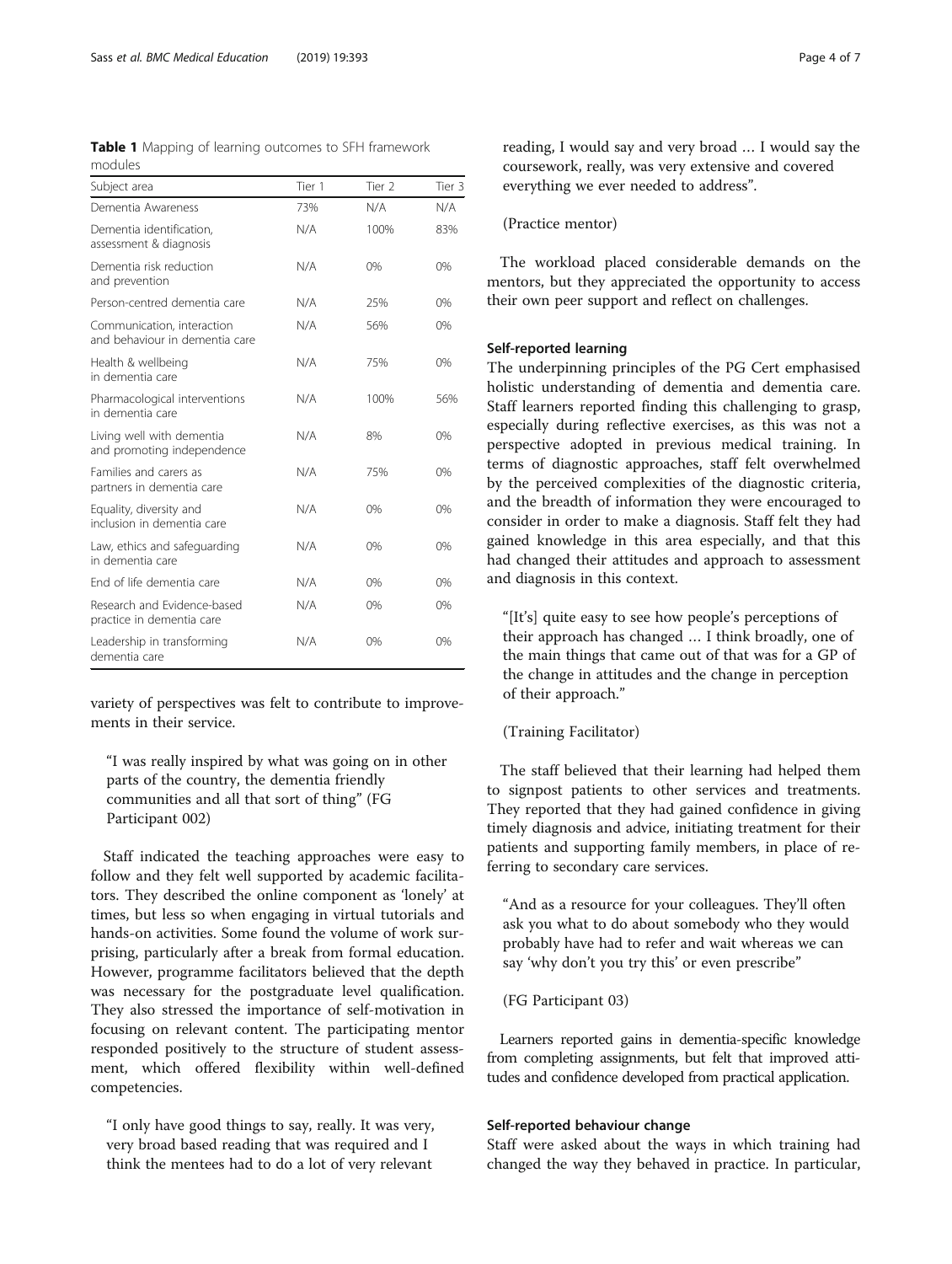**Table 1** Mapping of learning outcomes to SFH framework modules

| Subject area | Tier 1 | Tier 2 | Tier 3 |
| --- | --- | --- | --- |
| Dementia Awareness | 73% | N/A | N/A |
| Dementia identification, assessment & diagnosis | N/A | 100% | 83% |
| Dementia risk reduction and prevention | N/A | 0% | 0% |
| Person-centred dementia care | N/A | 25% | 0% |
| Communication, interaction and behaviour in dementia care | N/A | 56% | 0% |
| Health & wellbeing in dementia care | N/A | 75% | 0% |
| Pharmacological interventions in dementia care | N/A | 100% | 56% |
| Living well with dementia and promoting independence | N/A | 8% | 0% |
| Families and carers as partners in dementia care | N/A | 75% | 0% |
| Equality, diversity and inclusion in dementia care | N/A | 0% | 0% |
| Law, ethics and safeguarding in dementia care | N/A | 0% | 0% |
| End of life dementia care | N/A | 0% | 0% |
| Research and Evidence-based practice in dementia care | N/A | 0% | 0% |
| Leadership in transforming dementia care | N/A | 0% | 0% |

variety of perspectives was felt to contribute to improvements in their service.

> "I was really inspired by what was going on in other parts of the country, the dementia friendly communities and all that sort of thing" (FG Participant 002)

Staff indicated the teaching approaches were easy to follow and they felt well supported by academic facilitators. They described the online component as 'lonely' at times, but less so when engaging in virtual tutorials and hands-on activities. Some found the volume of work surprising, particularly after a break from formal education. However, programme facilitators believed that the depth was necessary for the postgraduate level qualification. They also stressed the importance of self-motivation in focusing on relevant content. The participating mentor responded positively to the structure of student assessment, which offered flexibility within well-defined competencies.

> "I only have good things to say, really. It was very, very broad based reading that was required and I think the mentees had to do a lot of very relevant reading, I would say and very broad … I would say the coursework, really, was very extensive and covered everything we ever needed to address".
>
> (Practice mentor)

The workload placed considerable demands on the mentors, but they appreciated the opportunity to access their own peer support and reflect on challenges.

### Self-reported learning

The underpinning principles of the PG Cert emphasised holistic understanding of dementia and dementia care. Staff learners reported finding this challenging to grasp, especially during reflective exercises, as this was not a perspective adopted in previous medical training. In terms of diagnostic approaches, staff felt overwhelmed by the perceived complexities of the diagnostic criteria, and the breadth of information they were encouraged to consider in order to make a diagnosis. Staff felt they had gained knowledge in this area especially, and that this had changed their attitudes and approach to assessment and diagnosis in this context.

> "[It's] quite easy to see how people's perceptions of their approach has changed … I think broadly, one of the main things that came out of that was for a GP of the change in attitudes and the change in perception of their approach."
>
> (Training Facilitator)

The staff believed that their learning had helped them to signpost patients to other services and treatments. They reported that they had gained confidence in giving timely diagnosis and advice, initiating treatment for their patients and supporting family members, in place of referring to secondary care services.

> "And as a resource for your colleagues. They'll often ask you what to do about somebody who they would probably have had to refer and wait whereas we can say 'why don't you try this' or even prescribe"
>
> (FG Participant 03)

Learners reported gains in dementia-specific knowledge from completing assignments, but felt that improved attitudes and confidence developed from practical application.

### Self-reported behaviour change

Staff were asked about the ways in which training had changed the way they behaved in practice. In particular,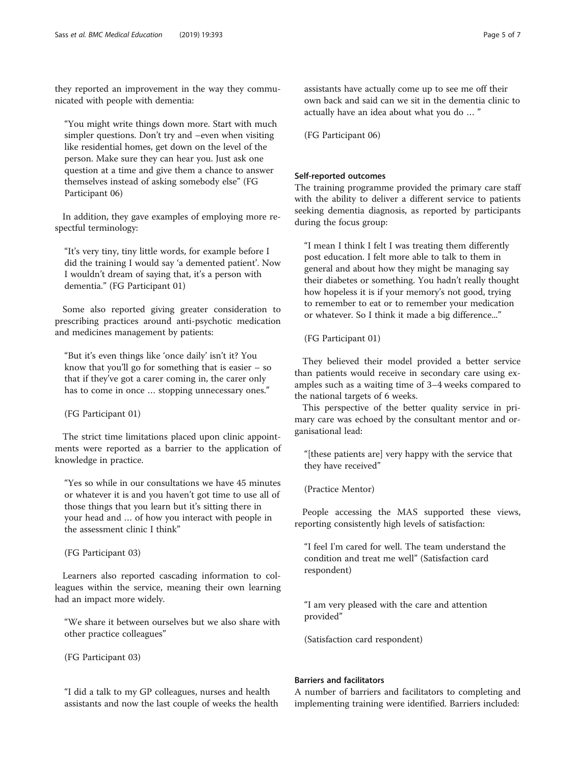they reported an improvement in the way they communicated with people with dementia:

> "You might write things down more. Start with much simpler questions. Don't try and –even when visiting like residential homes, get down on the level of the person. Make sure they can hear you. Just ask one question at a time and give them a chance to answer themselves instead of asking somebody else" (FG Participant 06)

In addition, they gave examples of employing more respectful terminology:

> "It's very tiny, tiny little words, for example before I did the training I would say 'a demented patient'. Now I wouldn't dream of saying that, it's a person with dementia." (FG Participant 01)

Some also reported giving greater consideration to prescribing practices around anti-psychotic medication and medicines management by patients:

> "But it's even things like 'once daily' isn't it? You know that you'll go for something that is easier – so that if they've got a carer coming in, the carer only has to come in once … stopping unnecessary ones."
>
> (FG Participant 01)

The strict time limitations placed upon clinic appointments were reported as a barrier to the application of knowledge in practice.

> "Yes so while in our consultations we have 45 minutes or whatever it is and you haven't got time to use all of those things that you learn but it's sitting there in your head and … of how you interact with people in the assessment clinic I think"
>
> (FG Participant 03)

Learners also reported cascading information to colleagues within the service, meaning their own learning had an impact more widely.

> "We share it between ourselves but we also share with other practice colleagues"
>
> (FG Participant 03)

> "I did a talk to my GP colleagues, nurses and health assistants and now the last couple of weeks the health assistants have actually come up to see me off their own back and said can we sit in the dementia clinic to actually have an idea about what you do … "
>
> (FG Participant 06)

#### Self-reported outcomes

The training programme provided the primary care staff with the ability to deliver a different service to patients seeking dementia diagnosis, as reported by participants during the focus group:

> "I mean I think I felt I was treating them differently post education. I felt more able to talk to them in general and about how they might be managing say their diabetes or something. You hadn't really thought how hopeless it is if your memory's not good, trying to remember to eat or to remember your medication or whatever. So I think it made a big difference..."
>
> (FG Participant 01)

They believed their model provided a better service than patients would receive in secondary care using examples such as a waiting time of 3–4 weeks compared to the national targets of 6 weeks.

This perspective of the better quality service in primary care was echoed by the consultant mentor and organisational lead:

> "[these patients are] very happy with the service that they have received"
>
> (Practice Mentor)

People accessing the MAS supported these views, reporting consistently high levels of satisfaction:

> "I feel I'm cared for well. The team understand the condition and treat me well" (Satisfaction card respondent)

> "I am very pleased with the care and attention provided"
>
> (Satisfaction card respondent)

#### Barriers and facilitators

A number of barriers and facilitators to completing and implementing training were identified. Barriers included: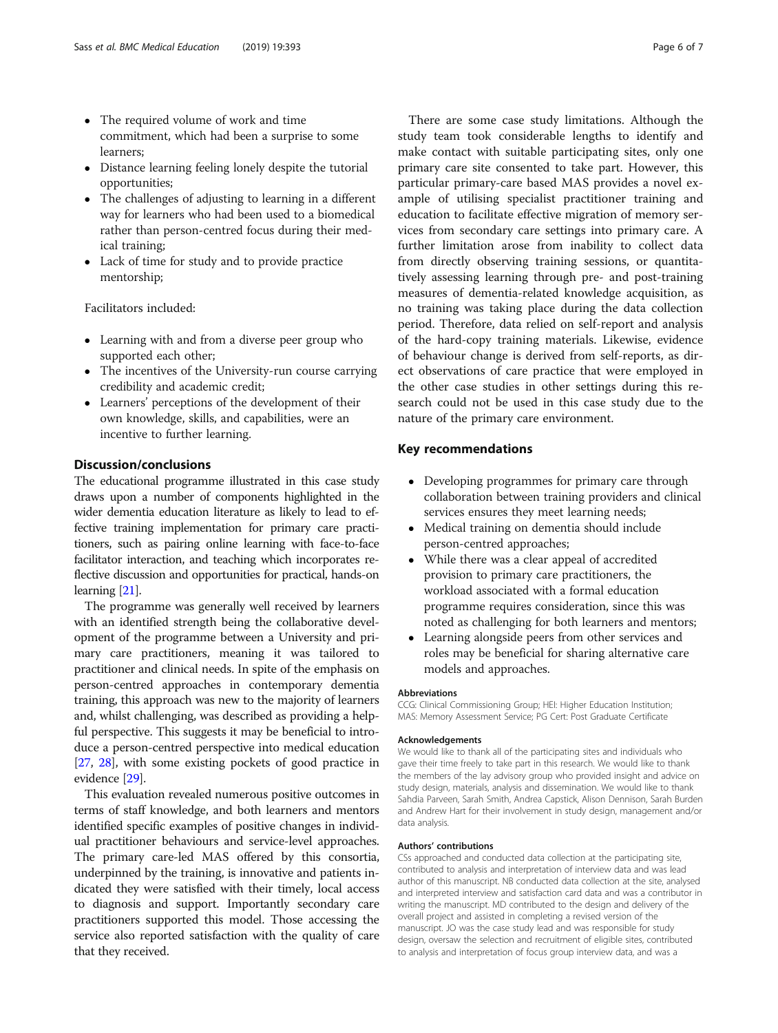- The required volume of work and time commitment, which had been a surprise to some learners;
- Distance learning feeling lonely despite the tutorial opportunities;
- The challenges of adjusting to learning in a different way for learners who had been used to a biomedical rather than person-centred focus during their medical training;
- Lack of time for study and to provide practice mentorship;

Facilitators included:

- Learning with and from a diverse peer group who supported each other;
- The incentives of the University-run course carrying credibility and academic credit;
- Learners' perceptions of the development of their own knowledge, skills, and capabilities, were an incentive to further learning.

## Discussion/conclusions

The educational programme illustrated in this case study draws upon a number of components highlighted in the wider dementia education literature as likely to lead to effective training implementation for primary care practitioners, such as pairing online learning with face-to-face facilitator interaction, and teaching which incorporates reflective discussion and opportunities for practical, hands-on learning [21].

The programme was generally well received by learners with an identified strength being the collaborative development of the programme between a University and primary care practitioners, meaning it was tailored to practitioner and clinical needs. In spite of the emphasis on person-centred approaches in contemporary dementia training, this approach was new to the majority of learners and, whilst challenging, was described as providing a helpful perspective. This suggests it may be beneficial to introduce a person-centred perspective into medical education [27, 28], with some existing pockets of good practice in evidence [29].

This evaluation revealed numerous positive outcomes in terms of staff knowledge, and both learners and mentors identified specific examples of positive changes in individual practitioner behaviours and service-level approaches. The primary care-led MAS offered by this consortia, underpinned by the training, is innovative and patients indicated they were satisfied with their timely, local access to diagnosis and support. Importantly secondary care practitioners supported this model. Those accessing the service also reported satisfaction with the quality of care that they received.

There are some case study limitations. Although the study team took considerable lengths to identify and make contact with suitable participating sites, only one primary care site consented to take part. However, this particular primary-care based MAS provides a novel example of utilising specialist practitioner training and education to facilitate effective migration of memory services from secondary care settings into primary care. A further limitation arose from inability to collect data from directly observing training sessions, or quantitatively assessing learning through pre- and post-training measures of dementia-related knowledge acquisition, as no training was taking place during the data collection period. Therefore, data relied on self-report and analysis of the hard-copy training materials. Likewise, evidence of behaviour change is derived from self-reports, as direct observations of care practice that were employed in the other case studies in other settings during this research could not be used in this case study due to the nature of the primary care environment.

## Key recommendations

- Developing programmes for primary care through collaboration between training providers and clinical services ensures they meet learning needs;
- Medical training on dementia should include person-centred approaches;
- While there was a clear appeal of accredited provision to primary care practitioners, the workload associated with a formal education programme requires consideration, since this was noted as challenging for both learners and mentors;
- Learning alongside peers from other services and roles may be beneficial for sharing alternative care models and approaches.

### Abbreviations

CCG: Clinical Commissioning Group; HEI: Higher Education Institution; MAS: Memory Assessment Service; PG Cert: Post Graduate Certificate

### Acknowledgements

We would like to thank all of the participating sites and individuals who gave their time freely to take part in this research. We would like to thank the members of the lay advisory group who provided insight and advice on study design, materials, analysis and dissemination. We would like to thank Sahdia Parveen, Sarah Smith, Andrea Capstick, Alison Dennison, Sarah Burden and Andrew Hart for their involvement in study design, management and/or data analysis.

### Authors' contributions

CSs approached and conducted data collection at the participating site, contributed to analysis and interpretation of interview data and was lead author of this manuscript. NB conducted data collection at the site, analysed and interpreted interview and satisfaction card data and was a contributor in writing the manuscript. MD contributed to the design and delivery of the overall project and assisted in completing a revised version of the manuscript. JO was the case study lead and was responsible for study design, oversaw the selection and recruitment of eligible sites, contributed to analysis and interpretation of focus group interview data, and was a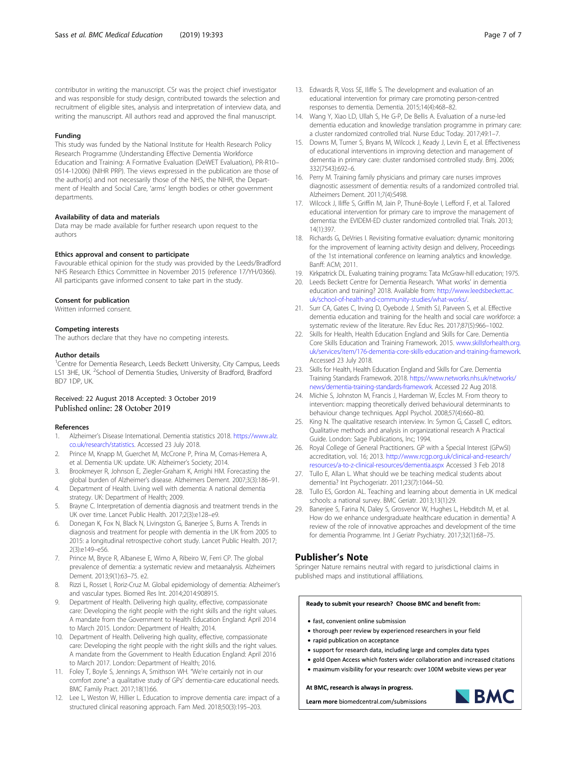contributor in writing the manuscript. CSr was the project chief investigator and was responsible for study design, contributed towards the selection and recruitment of eligible sites, analysis and interpretation of interview data, and writing the manuscript. All authors read and approved the final manuscript.

### Funding

This study was funded by the National Institute for Health Research Policy Research Programme (Understanding Effective Dementia Workforce Education and Training: A Formative Evaluation (DeWET Evaluation), PR-R10–0514-12006) (NIHR PRP). The views expressed in the publication are those of the author(s) and not necessarily those of the NHS, the NIHR, the Department of Health and Social Care, 'arms' length bodies or other government departments.

### Availability of data and materials

Data may be made available for further research upon request to the authors

### Ethics approval and consent to participate

Favourable ethical opinion for the study was provided by the Leeds/Bradford NHS Research Ethics Committee in November 2015 (reference 17/YH/0366). All participants gave informed consent to take part in the study.

### Consent for publication

Written informed consent.

### Competing interests

The authors declare that they have no competing interests.

### Author details

[1]Centre for Dementia Research, Leeds Beckett University, City Campus, Leeds LS1 3HE, UK. [2]School of Dementia Studies, University of Bradford, Bradford BD7 1DP, UK.

Received: 22 August 2018 Accepted: 3 October 2019
Published online: 28 October 2019

### References

1. Alzheimer's Disease International. Dementia statistics 2018. https://www.alz.co.uk/research/statistics. Accessed 23 July 2018.
2. Prince M, Knapp M, Guerchet M, McCrone P, Prina M, Comas-Herrera A, et al. Dementia UK: update. UK: Alzheimer's Society; 2014.
3. Brookmeyer R, Johnson E, Ziegler-Graham K, Arrighi HM. Forecasting the global burden of Alzheimer's disease. Alzheimers Dement. 2007;3(3):186–91.
4. Department of Health. Living well with dementia: A national dementia strategy. UK: Department of Health; 2009.
5. Brayne C. Interpretation of dementia diagnosis and treatment trends in the UK over time. Lancet Public Health. 2017;2(3):e128–e9.
6. Donegan K, Fox N, Black N, Livingston G, Banerjee S, Burns A. Trends in diagnosis and treatment for people with dementia in the UK from 2005 to 2015: a longitudinal retrospective cohort study. Lancet Public Health. 2017;2(3):e149–e56.
7. Prince M, Bryce R, Albanese E, Wimo A, Ribeiro W, Ferri CP. The global prevalence of dementia: a systematic review and metaanalysis. Alzheimers Dement. 2013;9(1):63–75. e2.
8. Rizzi L, Rosset I, Roriz-Cruz M. Global epidemiology of dementia: Alzheimer's and vascular types. Biomed Res Int. 2014;2014:908915.
9. Department of Health. Delivering high quality, effective, compassionate care: Developing the right people with the right skills and the right values. A mandate from the Government to Health Education England: April 2014 to March 2015. London: Department of Health; 2014.
10. Department of Health. Delivering high quality, effective, compassionate care: Developing the right people with the right skills and the right values. A mandate from the Government to Health Education England: April 2016 to March 2017. London: Department of Health; 2016.
11. Foley T, Boyle S, Jennings A, Smithson WH. "We're certainly not in our comfort zone": a qualitative study of GPs' dementia-care educational needs. BMC Family Pract. 2017;18(1):66.
12. Lee L, Weston W, Hillier L. Education to improve dementia care: impact of a structured clinical reasoning approach. Fam Med. 2018;50(3):195–203.
13. Edwards R, Voss SE, Iliffe S. The development and evaluation of an educational intervention for primary care promoting person-centred responses to dementia. Dementia. 2015;14(4):468–82.
14. Wang Y, Xiao LD, Ullah S, He G-P, De Bellis A. Evaluation of a nurse-led dementia education and knowledge translation programme in primary care: a cluster randomized controlled trial. Nurse Educ Today. 2017;49:1–7.
15. Downs M, Turner S, Bryans M, Wilcock J, Keady J, Levin E, et al. Effectiveness of educational interventions in improving detection and management of dementia in primary care: cluster randomised controlled study. Bmj. 2006; 332(7543):692–6.
16. Perry M. Training family physicians and primary care nurses improves diagnostic assessment of dementia: results of a randomized controlled trial. Alzheimers Dement. 2011;7(4):S498.
17. Wilcock J, Iliffe S, Griffin M, Jain P, Thuné-Boyle I, Lefford F, et al. Tailored educational intervention for primary care to improve the management of dementia: the EVIDEM-ED cluster randomized controlled trial. Trials. 2013; 14(1):397.
18. Richards G, DeVries I. Revisiting formative evaluation: dynamic monitoring for the improvement of learning activity design and delivery, Proceedings of the 1st international conference on learning analytics and knowledge. Banff: ACM; 2011.
19. Kirkpatrick DL. Evaluating training programs: Tata McGraw-hill education; 1975.
20. Leeds Beckett Centre for Dementia Research. 'What works' in dementia education and training? 2018. Available from: http://www.leedsbeckett.ac.uk/school-of-health-and-community-studies/what-works/.
21. Surr CA, Gates C, Irving D, Oyebode J, Smith SJ, Parveen S, et al. Effective dementia education and training for the health and social care workforce: a systematic review of the literature. Rev Educ Res. 2017;87(5):966–1002.
22. Skills for Health, Health Education England and Skills for Care. Dementia Core Skills Education and Training Framework. 2015. www.skillsforhealth.org.uk/services/item/176-dementia-core-skills-education-and-training-framework. Accessed 23 July 2018.
23. Skills for Health, Health Education England and Skills for Care. Dementia Training Standards Framework. 2018. https://www.networks.nhs.uk/networks/news/dementia-training-standards-framework. Accessed 22 Aug 2018.
24. Michie S, Johnston M, Francis J, Hardeman W, Eccles M. From theory to intervention: mapping theoretically derived behavioural determinants to behaviour change techniques. Appl Psychol. 2008;57(4):660–80.
25. King N. The qualitative research interview. In: Symon G, Cassell C, editors. Qualitative methods and analysis in organizational research A Practical Guide. London: Sage Publications, Inc; 1994.
26. Royal College of General Practitioners. GP with a Special Interest (GPwSI) accreditation, vol. 16; 2013. http://www.rcgp.org.uk/clinical-and-research/resources/a-to-z-clinical-resources/dementia.aspx Accessed 3 Feb 2018
27. Tullo E, Allan L. What should we be teaching medical students about dementia? Int Psychogeriatr. 2011;23(7):1044–50.
28. Tullo ES, Gordon AL. Teaching and learning about dementia in UK medical schools: a national survey. BMC Geriatr. 2013;13(1):29.
29. Banerjee S, Farina N, Daley S, Grosvenor W, Hughes L, Hebditch M, et al. How do we enhance undergraduate healthcare education in dementia? A review of the role of innovative approaches and development of the time for dementia Programme. Int J Geriatr Psychiatry. 2017;32(1):68–75.

## Publisher's Note

Springer Nature remains neutral with regard to jurisdictional claims in published maps and institutional affiliations.

**Ready to submit your research? Choose BMC and benefit from:**

- fast, convenient online submission
- thorough peer review by experienced researchers in your field
- rapid publication on acceptance
- support for research data, including large and complex data types
- gold Open Access which fosters wider collaboration and increased citations
- maximum visibility for your research: over 100M website views per year

**At BMC, research is always in progress.**

**Learn more** biomedcentral.com/submissions

BMC